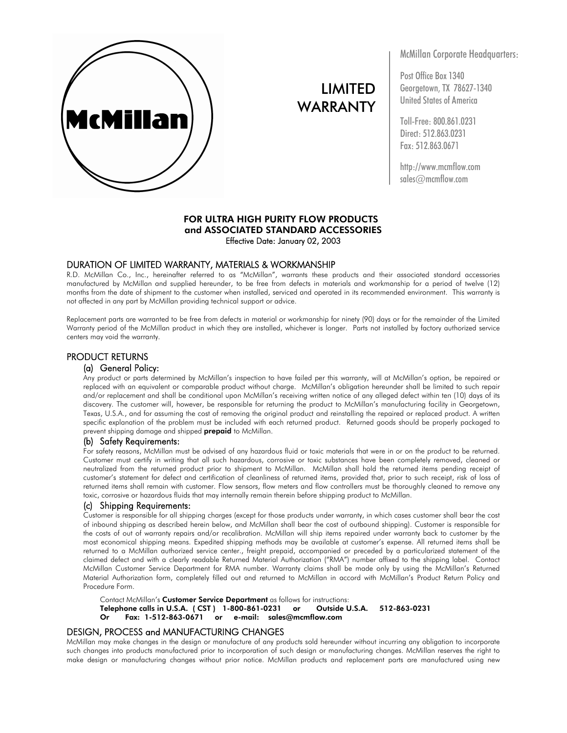McMillan

# LIMITED WARRANTY

McMillan Corporate Headquarters:

Post Office Box 1340
Georgetown, TX 78627-1340
United States of America

Toll-Free: 800.861.0231
Direct: 512.863.0231
Fax: 512.863.0671

http://www.mcmflow.com
sales@mcmflow.com

**FOR ULTRA HIGH PURITY FLOW PRODUCTS**
**and ASSOCIATED STANDARD ACCESSORIES**
Effective Date: January 02, 2003

## DURATION OF LIMITED WARRANTY, MATERIALS & WORKMANSHIP

R.D. McMillan Co., Inc., hereinafter referred to as "McMillan", warrants these products and their associated standard accessories manufactured by McMillan and supplied hereunder, to be free from defects in materials and workmanship for a period of twelve (12) months from the date of shipment to the customer when installed, serviced and operated in its recommended environment. This warranty is not affected in any part by McMillan providing technical support or advice.

Replacement parts are warranted to be free from defects in material or workmanship for ninety (90) days or for the remainder of the Limited Warranty period of the McMillan product in which they are installed, whichever is longer. Parts not installed by factory authorized service centers may void the warranty.

## PRODUCT RETURNS

### (a) General Policy:

Any product or parts determined by McMillan's inspection to have failed per this warranty, will at McMillan's option, be repaired or replaced with an equivalent or comparable product without charge. McMillan's obligation hereunder shall be limited to such repair and/or replacement and shall be conditional upon McMillan's receiving written notice of any alleged defect within ten (10) days of its discovery. The customer will, however, be responsible for returning the product to McMillan's manufacturing facility in Georgetown, Texas, U.S.A., and for assuming the cost of removing the original product and reinstalling the repaired or replaced product. A written specific explanation of the problem must be included with each returned product. Returned goods should be properly packaged to prevent shipping damage and shipped **prepaid** to McMillan.

### (b) Safety Requirements:

For safety reasons, McMillan must be advised of any hazardous fluid or toxic materials that were in or on the product to be returned. Customer must certify in writing that all such hazardous, corrosive or toxic substances have been completely removed, cleaned or neutralized from the returned product prior to shipment to McMillan. McMillan shall hold the returned items pending receipt of customer's statement for defect and certification of cleanliness of returned items, provided that, prior to such receipt, risk of loss of returned items shall remain with customer. Flow sensors, flow meters and flow controllers must be thoroughly cleaned to remove any toxic, corrosive or hazardous fluids that may internally remain therein before shipping product to McMillan.

### (c) Shipping Requirements:

Customer is responsible for all shipping charges (except for those products under warranty, in which cases customer shall bear the cost of inbound shipping as described herein below, and McMillan shall bear the cost of outbound shipping). Customer is responsible for the costs of out of warranty repairs and/or recalibration. McMillan will ship items repaired under warranty back to customer by the most economical shipping means. Expedited shipping methods may be available at customer's expense. All returned items shall be returned to a McMillan authorized service center., freight prepaid, accompanied or preceded by a particularized statement of the claimed defect and with a clearly readable Returned Material Authorization ("RMA") number affixed to the shipping label. Contact McMillan Customer Service Department for RMA number. Warranty claims shall be made only by using the McMillan's Returned Material Authorization form, completely filled out and returned to McMillan in accord with McMillan's Product Return Policy and Procedure Form.

Contact McMillan's **Customer Service Department** as follows for instructions:
**Telephone calls in U.S.A. ( CST ) 1-800-861-0231 or Outside U.S.A. 512-863-0231**
**Or Fax: 1-512-863-0671 or e-mail: sales@mcmflow.com**

## DESIGN, PROCESS and MANUFACTURING CHANGES

McMillan may make changes in the design or manufacture of any products sold hereunder without incurring any obligation to incorporate such changes into products manufactured prior to incorporation of such design or manufacturing changes. McMillan reserves the right to make design or manufacturing changes without prior notice. McMillan products and replacement parts are manufactured using new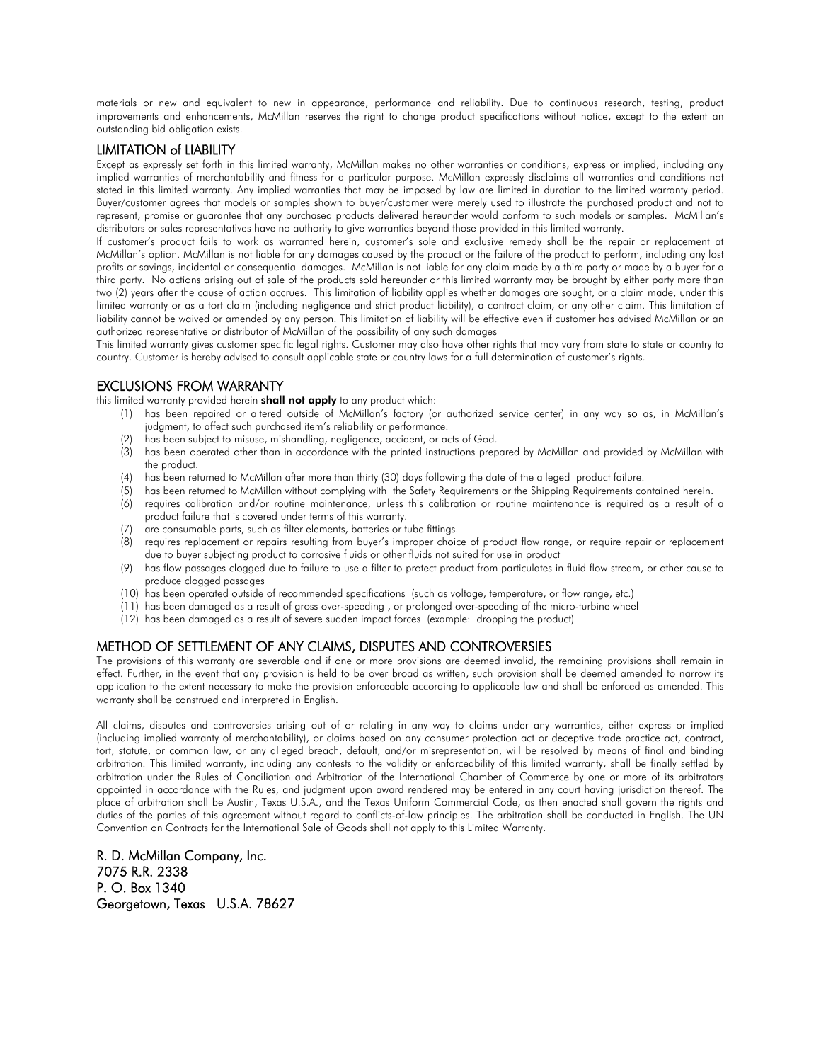materials or new and equivalent to new in appearance, performance and reliability. Due to continuous research, testing, product improvements and enhancements, McMillan reserves the right to change product specifications without notice, except to the extent an outstanding bid obligation exists.

## LIMITATION of LIABILITY

Except as expressly set forth in this limited warranty, McMillan makes no other warranties or conditions, express or implied, including any implied warranties of merchantability and fitness for a particular purpose. McMillan expressly disclaims all warranties and conditions not stated in this limited warranty. Any implied warranties that may be imposed by law are limited in duration to the limited warranty period. Buyer/customer agrees that models or samples shown to buyer/customer were merely used to illustrate the purchased product and not to represent, promise or guarantee that any purchased products delivered hereunder would conform to such models or samples. McMillan's distributors or sales representatives have no authority to give warranties beyond those provided in this limited warranty.

If customer's product fails to work as warranted herein, customer's sole and exclusive remedy shall be the repair or replacement at McMillan's option. McMillan is not liable for any damages caused by the product or the failure of the product to perform, including any lost profits or savings, incidental or consequential damages. McMillan is not liable for any claim made by a third party or made by a buyer for a third party. No actions arising out of sale of the products sold hereunder or this limited warranty may be brought by either party more than two (2) years after the cause of action accrues. This limitation of liability applies whether damages are sought, or a claim made, under this limited warranty or as a tort claim (including negligence and strict product liability), a contract claim, or any other claim. This limitation of liability cannot be waived or amended by any person. This limitation of liability will be effective even if customer has advised McMillan or an authorized representative or distributor of McMillan of the possibility of any such damages

This limited warranty gives customer specific legal rights. Customer may also have other rights that may vary from state to state or country to country. Customer is hereby advised to consult applicable state or country laws for a full determination of customer's rights.

## EXCLUSIONS FROM WARRANTY

this limited warranty provided herein **shall not apply** to any product which:

(1) has been repaired or altered outside of McMillan's factory (or authorized service center) in any way so as, in McMillan's judgment, to affect such purchased item's reliability or performance.
(2) has been subject to misuse, mishandling, negligence, accident, or acts of God.
(3) has been operated other than in accordance with the printed instructions prepared by McMillan and provided by McMillan with the product.
(4) has been returned to McMillan after more than thirty (30) days following the date of the alleged product failure.
(5) has been returned to McMillan without complying with the Safety Requirements or the Shipping Requirements contained herein.
(6) requires calibration and/or routine maintenance, unless this calibration or routine maintenance is required as a result of a product failure that is covered under terms of this warranty.
(7) are consumable parts, such as filter elements, batteries or tube fittings.
(8) requires replacement or repairs resulting from buyer's improper choice of product flow range, or require repair or replacement due to buyer subjecting product to corrosive fluids or other fluids not suited for use in product
(9) has flow passages clogged due to failure to use a filter to protect product from particulates in fluid flow stream, or other cause to produce clogged passages
(10) has been operated outside of recommended specifications (such as voltage, temperature, or flow range, etc.)
(11) has been damaged as a result of gross over-speeding , or prolonged over-speeding of the micro-turbine wheel
(12) has been damaged as a result of severe sudden impact forces (example: dropping the product)

## METHOD OF SETTLEMENT OF ANY CLAIMS, DISPUTES AND CONTROVERSIES

The provisions of this warranty are severable and if one or more provisions are deemed invalid, the remaining provisions shall remain in effect. Further, in the event that any provision is held to be over broad as written, such provision shall be deemed amended to narrow its application to the extent necessary to make the provision enforceable according to applicable law and shall be enforced as amended. This warranty shall be construed and interpreted in English.

All claims, disputes and controversies arising out of or relating in any way to claims under any warranties, either express or implied (including implied warranty of merchantability), or claims based on any consumer protection act or deceptive trade practice act, contract, tort, statute, or common law, or any alleged breach, default, and/or misrepresentation, will be resolved by means of final and binding arbitration. This limited warranty, including any contests to the validity or enforceability of this limited warranty, shall be finally settled by arbitration under the Rules of Conciliation and Arbitration of the International Chamber of Commerce by one or more of its arbitrators appointed in accordance with the Rules, and judgment upon award rendered may be entered in any court having jurisdiction thereof. The place of arbitration shall be Austin, Texas U.S.A., and the Texas Uniform Commercial Code, as then enacted shall govern the rights and duties of the parties of this agreement without regard to conflicts-of-law principles. The arbitration shall be conducted in English. The UN Convention on Contracts for the International Sale of Goods shall not apply to this Limited Warranty.

R. D. McMillan Company, Inc.
7075 R.R. 2338
P. O. Box 1340
Georgetown, Texas U.S.A. 78627